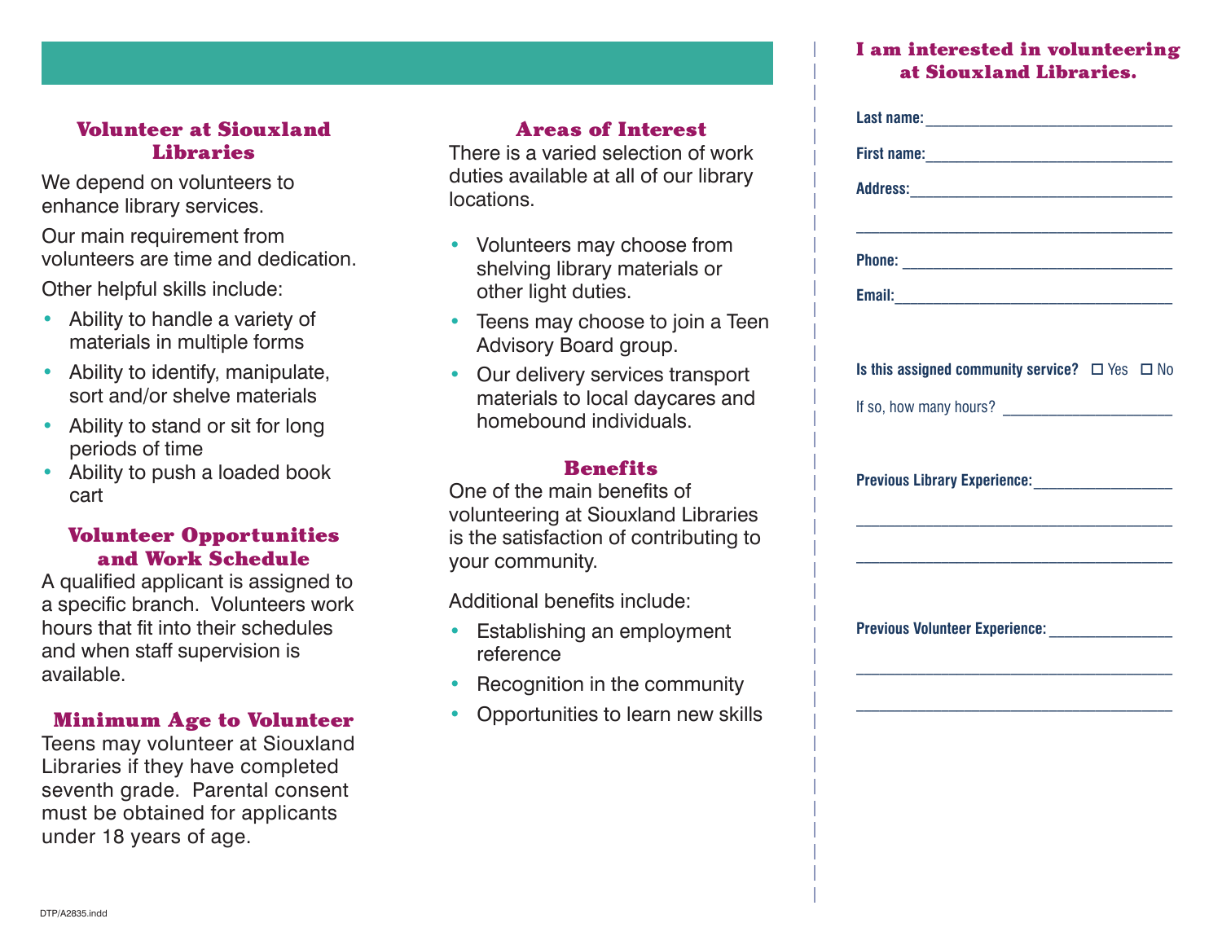## Volunteer at Siouxland Libraries

We depend on volunteers to enhance library services.

Our main requirement from volunteers are time and dedication.

Other helpful skills include:

- Ability to handle a variety of materials in multiple forms
- Ability to identify, manipulate, sort and/or shelve materials
- Ability to stand or sit for long periods of time
- Ability to push a loaded book cart

## Volunteer Opportunities and Work Schedule

A qualified applicant is assigned to a specific branch. Volunteers work hours that fit into their schedules and when staff supervision is available.

## Minimum Age to Volunteer

Teens may volunteer at Siouxland Libraries if they have completed seventh grade. Parental consent must be obtained for applicants under 18 years of age.

## Areas of Interest

There is a varied selection of work duties available at all of our library locations.

- Volunteers may choose from shelving library materials or other light duties.
- Teens may choose to join a Teen Advisory Board group.
- Our delivery services transport materials to local daycares and homebound individuals.

## Benefits

One of the main benefits of volunteering at Siouxland Libraries is the satisfaction of contributing to your community.

Additional benefits include:

- Establishing an employment reference
- Recognition in the community
- Opportunities to learn new skills

DTP/A2835.indd

## I am interested in volunteering at Siouxland Libraries.

**Last name:** ______________________________

**First name:** ______________________________

**Address:** ______________________________

______________________________

**Phone:** ______________________________

**Email:** ______________________________

**Is this assigned community service?** ☐ Yes ☐ No

If so, how many hours? ____________________

**Previous Library Experience:** ________________

______________________________

______________________________

**Previous Volunteer Experience:** ______________

______________________________

______________________________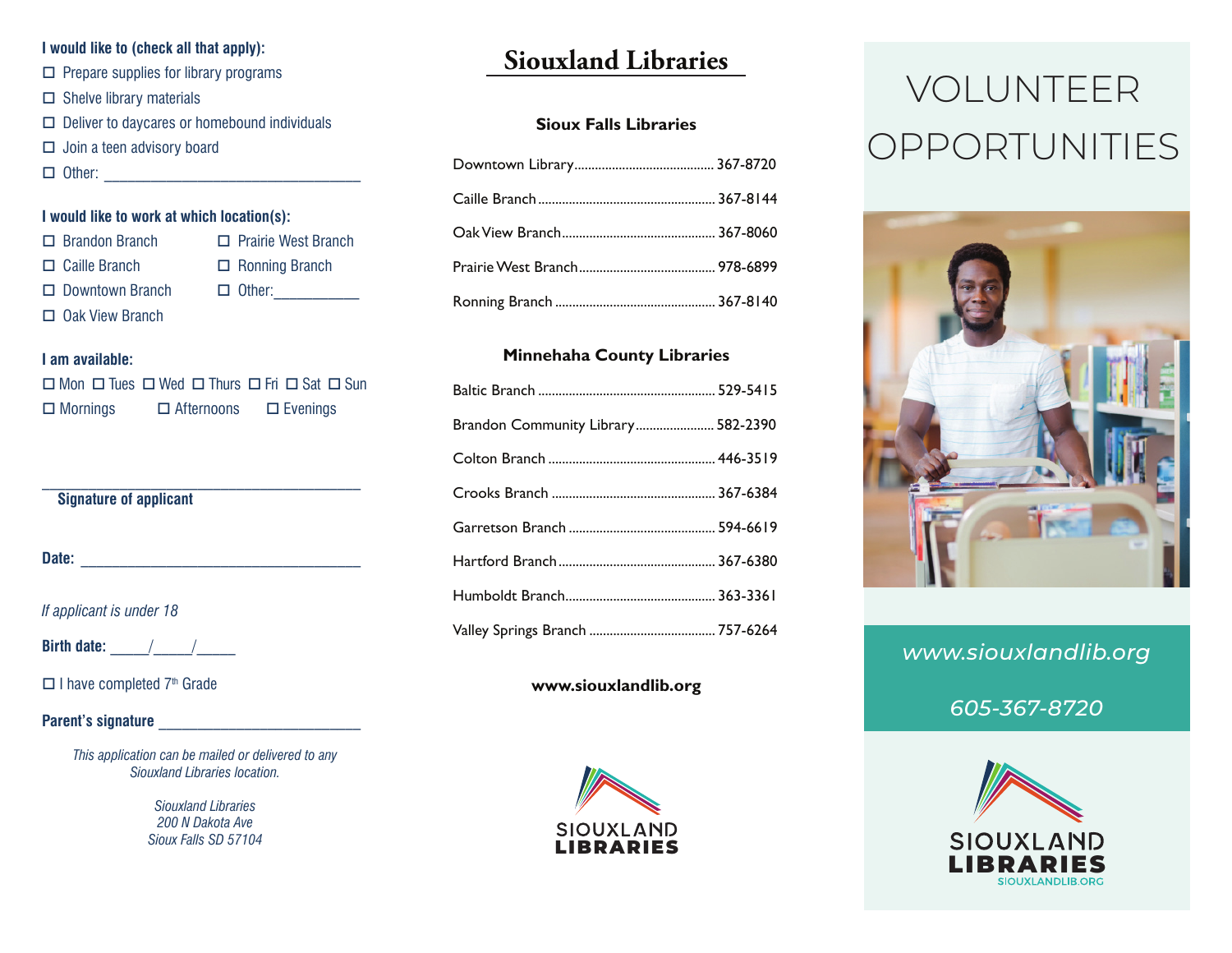**I would like to (check all that apply):**

- ☐ Prepare supplies for library programs
- ☐ Shelve library materials
- ☐ Deliver to daycares or homebound individuals
- ☐ Join a teen advisory board
- ☐ Other: ______________________________

**I would like to work at which location(s):**

- ☐ Brandon Branch
- ☐ Caille Branch
- ☐ Downtown Branch
- ☐ Oak View Branch
- ☐ Prairie West Branch
- ☐ Ronning Branch
- ☐ Other:__________

**I am available:**

☐ Mon ☐ Tues ☐ Wed ☐ Thurs ☐ Fri ☐ Sat ☐ Sun

☐ Mornings ☐ Afternoons ☐ Evenings

______________________________________

**Signature of applicant**

**Date:** ________________________________

*If applicant is under 18*

**Birth date:** _____/_____/_____

☐ I have completed 7th Grade

**Parent's signature** ______________________

*This application can be mailed or delivered to any Siouxland Libraries location.*

*Siouxland Libraries*
*200 N Dakota Ave*
*Sioux Falls SD 57104*

# Siouxland Libraries

### Sioux Falls Libraries

| | |
|---|---|
| Downtown Library | 367-8720 |
| Caille Branch | 367-8144 |
| Oak View Branch | 367-8060 |
| Prairie West Branch | 978-6899 |
| Ronning Branch | 367-8140 |

### Minnehaha County Libraries

| | |
|---|---|
| Baltic Branch | 529-5415 |
| Brandon Community Library | 582-2390 |
| Colton Branch | 446-3519 |
| Crooks Branch | 367-6384 |
| Garretson Branch | 594-6619 |
| Hartford Branch | 367-6380 |
| Humboldt Branch | 363-3361 |
| Valley Springs Branch | 757-6264 |

**www.siouxlandlib.org**

SIOUXLAND LIBRARIES

# VOLUNTEER OPPORTUNITIES

*www.siouxlandlib.org*

*605-367-8720*

SIOUXLAND LIBRARIES
SIOUXLANDLIB.ORG